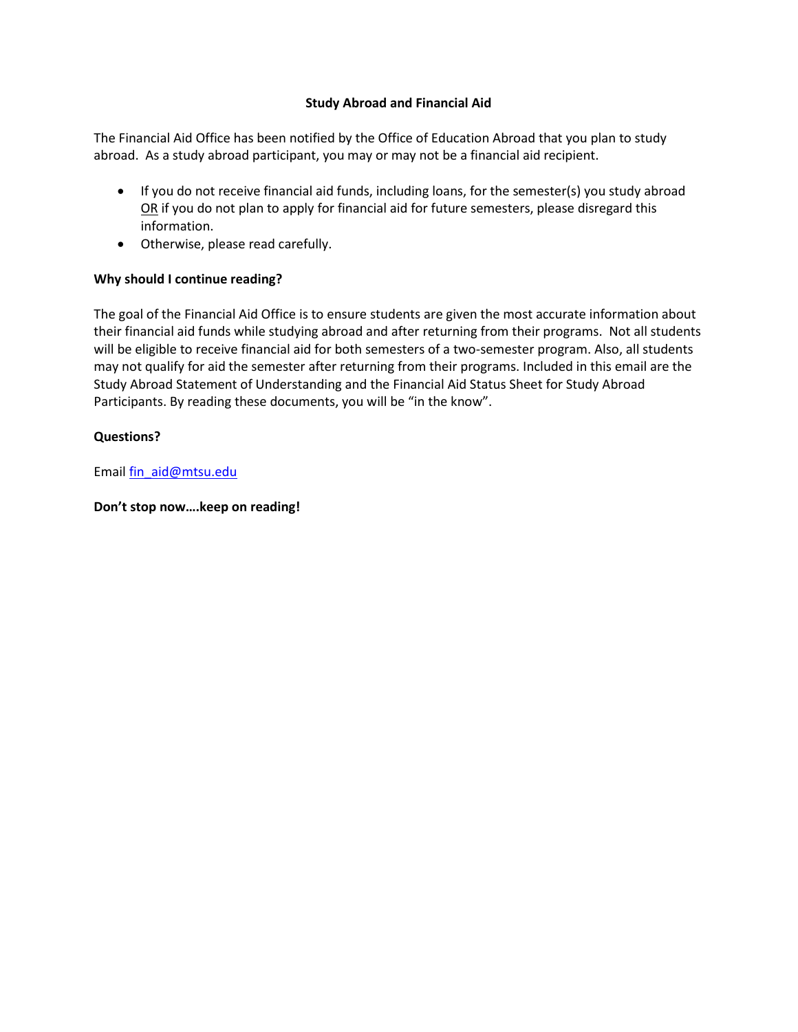# Study Abroad and Financial Aid

The Financial Aid Office has been notified by the Office of Education Abroad that you plan to study abroad. As a study abroad participant, you may or may not be a financial aid recipient.

- If you do not receive financial aid funds, including loans, for the semester(s) you study abroad OR if you do not plan to apply for financial aid for future semesters, please disregard this information.
- Otherwise, please read carefully.

**Why should I continue reading?**

The goal of the Financial Aid Office is to ensure students are given the most accurate information about their financial aid funds while studying abroad and after returning from their programs. Not all students will be eligible to receive financial aid for both semesters of a two-semester program. Also, all students may not qualify for aid the semester after returning from their programs. Included in this email are the Study Abroad Statement of Understanding and the Financial Aid Status Sheet for Study Abroad Participants. By reading these documents, you will be "in the know".

**Questions?**

Email fin_aid@mtsu.edu

**Don't stop now….keep on reading!**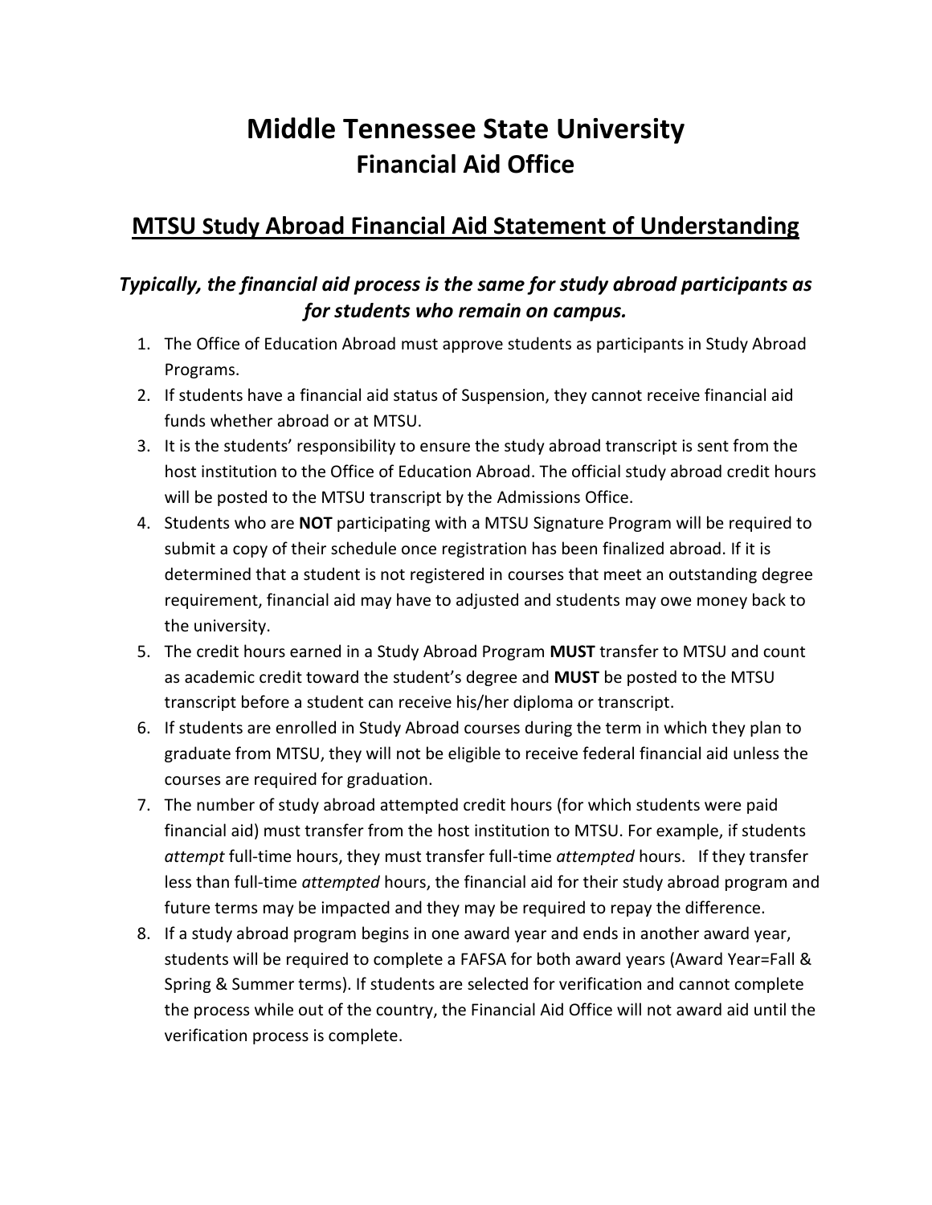# Middle Tennessee State University
## Financial Aid Office

## MTSU Study Abroad Financial Aid Statement of Understanding

### *Typically, the financial aid process is the same for study abroad participants as for students who remain on campus.*

1. The Office of Education Abroad must approve students as participants in Study Abroad Programs.
2. If students have a financial aid status of Suspension, they cannot receive financial aid funds whether abroad or at MTSU.
3. It is the students' responsibility to ensure the study abroad transcript is sent from the host institution to the Office of Education Abroad. The official study abroad credit hours will be posted to the MTSU transcript by the Admissions Office.
4. Students who are **NOT** participating with a MTSU Signature Program will be required to submit a copy of their schedule once registration has been finalized abroad. If it is determined that a student is not registered in courses that meet an outstanding degree requirement, financial aid may have to adjusted and students may owe money back to the university.
5. The credit hours earned in a Study Abroad Program **MUST** transfer to MTSU and count as academic credit toward the student's degree and **MUST** be posted to the MTSU transcript before a student can receive his/her diploma or transcript.
6. If students are enrolled in Study Abroad courses during the term in which they plan to graduate from MTSU, they will not be eligible to receive federal financial aid unless the courses are required for graduation.
7. The number of study abroad attempted credit hours (for which students were paid financial aid) must transfer from the host institution to MTSU. For example, if students *attempt* full-time hours, they must transfer full-time *attempted* hours. If they transfer less than full-time *attempted* hours, the financial aid for their study abroad program and future terms may be impacted and they may be required to repay the difference.
8. If a study abroad program begins in one award year and ends in another award year, students will be required to complete a FAFSA for both award years (Award Year=Fall & Spring & Summer terms). If students are selected for verification and cannot complete the process while out of the country, the Financial Aid Office will not award aid until the verification process is complete.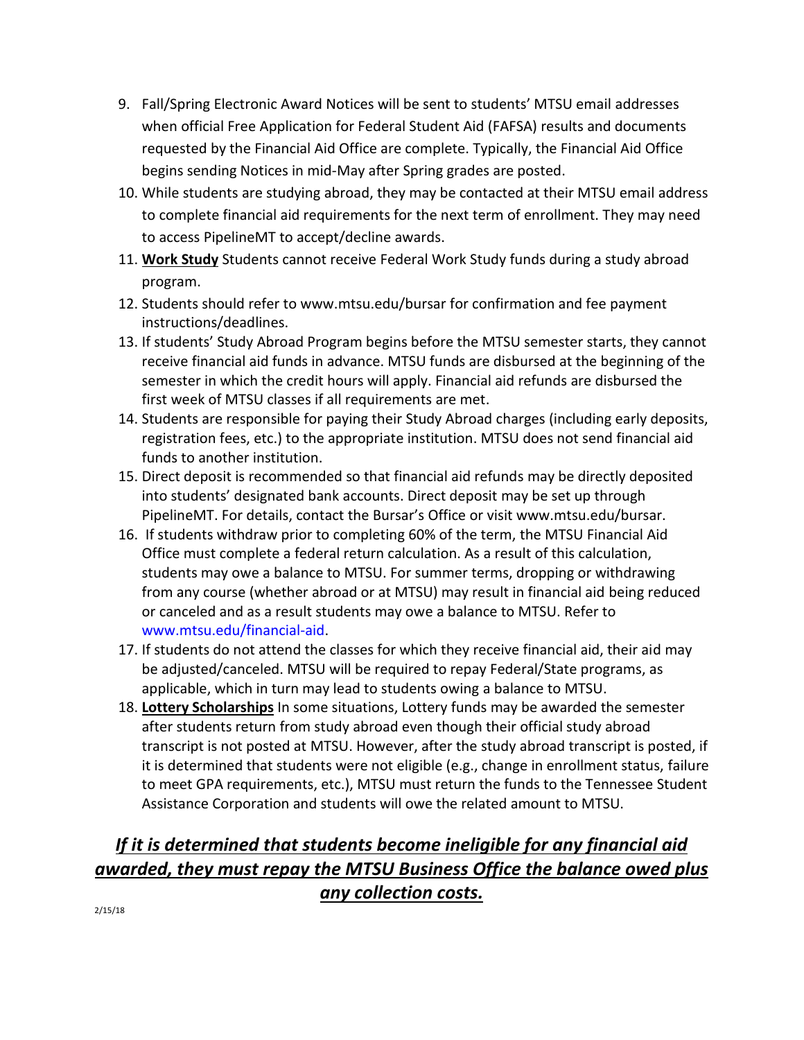9. Fall/Spring Electronic Award Notices will be sent to students' MTSU email addresses when official Free Application for Federal Student Aid (FAFSA) results and documents requested by the Financial Aid Office are complete. Typically, the Financial Aid Office begins sending Notices in mid-May after Spring grades are posted.
10. While students are studying abroad, they may be contacted at their MTSU email address to complete financial aid requirements for the next term of enrollment. They may need to access PipelineMT to accept/decline awards.
11. **<u>Work Study</u>** Students cannot receive Federal Work Study funds during a study abroad program.
12. Students should refer to www.mtsu.edu/bursar for confirmation and fee payment instructions/deadlines.
13. If students' Study Abroad Program begins before the MTSU semester starts, they cannot receive financial aid funds in advance. MTSU funds are disbursed at the beginning of the semester in which the credit hours will apply. Financial aid refunds are disbursed the first week of MTSU classes if all requirements are met.
14. Students are responsible for paying their Study Abroad charges (including early deposits, registration fees, etc.) to the appropriate institution. MTSU does not send financial aid funds to another institution.
15. Direct deposit is recommended so that financial aid refunds may be directly deposited into students' designated bank accounts. Direct deposit may be set up through PipelineMT. For details, contact the Bursar's Office or visit www.mtsu.edu/bursar.
16. If students withdraw prior to completing 60% of the term, the MTSU Financial Aid Office must complete a federal return calculation. As a result of this calculation, students may owe a balance to MTSU. For summer terms, dropping or withdrawing from any course (whether abroad or at MTSU) may result in financial aid being reduced or canceled and as a result students may owe a balance to MTSU. Refer to www.mtsu.edu/financial-aid.
17. If students do not attend the classes for which they receive financial aid, their aid may be adjusted/canceled. MTSU will be required to repay Federal/State programs, as applicable, which in turn may lead to students owing a balance to MTSU.
18. **<u>Lottery Scholarships</u>** In some situations, Lottery funds may be awarded the semester after students return from study abroad even though their official study abroad transcript is not posted at MTSU. However, after the study abroad transcript is posted, if it is determined that students were not eligible (e.g., change in enrollment status, failure to meet GPA requirements, etc.), MTSU must return the funds to the Tennessee Student Assistance Corporation and students will owe the related amount to MTSU.

***<u>If it is determined that students become ineligible for any financial aid awarded, they must repay the MTSU Business Office the balance owed plus any collection costs.</u>***

2/15/18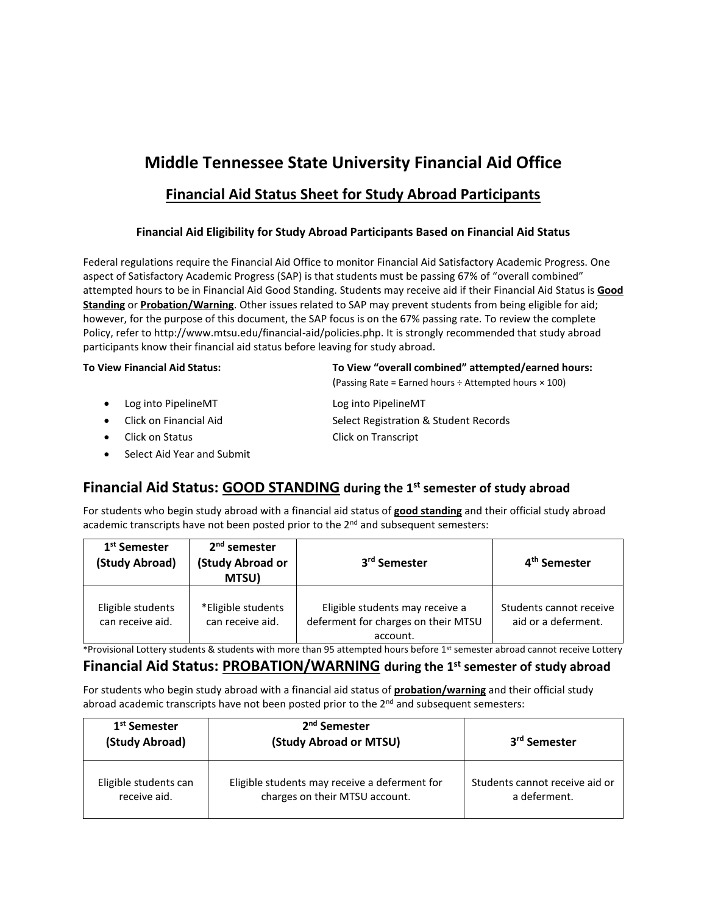# Middle Tennessee State University Financial Aid Office

## Financial Aid Status Sheet for Study Abroad Participants

### Financial Aid Eligibility for Study Abroad Participants Based on Financial Aid Status

Federal regulations require the Financial Aid Office to monitor Financial Aid Satisfactory Academic Progress. One aspect of Satisfactory Academic Progress (SAP) is that students must be passing 67% of "overall combined" attempted hours to be in Financial Aid Good Standing. Students may receive aid if their Financial Aid Status is **Good Standing** or **Probation/Warning**. Other issues related to SAP may prevent students from being eligible for aid; however, for the purpose of this document, the SAP focus is on the 67% passing rate. To review the complete Policy, refer to http://www.mtsu.edu/financial-aid/policies.php. It is strongly recommended that study abroad participants know their financial aid status before leaving for study abroad.

**To View Financial Aid Status:**

- Log into PipelineMT
- Click on Financial Aid
- Click on Status
- Select Aid Year and Submit

**To View "overall combined" attempted/earned hours:**
(Passing Rate = Earned hours ÷ Attempted hours × 100)

Log into PipelineMT
Select Registration & Student Records
Click on Transcript

## Financial Aid Status: GOOD STANDING during the 1st semester of study abroad

For students who begin study abroad with a financial aid status of **good standing** and their official study abroad academic transcripts have not been posted prior to the 2nd and subsequent semesters:

| 1st Semester (Study Abroad) | 2nd semester (Study Abroad or MTSU) | 3rd Semester | 4th Semester |
|---|---|---|---|
| Eligible students can receive aid. | *Eligible students can receive aid. | Eligible students may receive a deferment for charges on their MTSU account. | Students cannot receive aid or a deferment. |

*Provisional Lottery students & students with more than 95 attempted hours before 1st semester abroad cannot receive Lottery

## Financial Aid Status: PROBATION/WARNING during the 1st semester of study abroad

For students who begin study abroad with a financial aid status of **probation/warning** and their official study abroad academic transcripts have not been posted prior to the 2nd and subsequent semesters:

| 1st Semester (Study Abroad) | 2nd Semester (Study Abroad or MTSU) | 3rd Semester |
|---|---|---|
| Eligible students can receive aid. | Eligible students may receive a deferment for charges on their MTSU account. | Students cannot receive aid or a deferment. |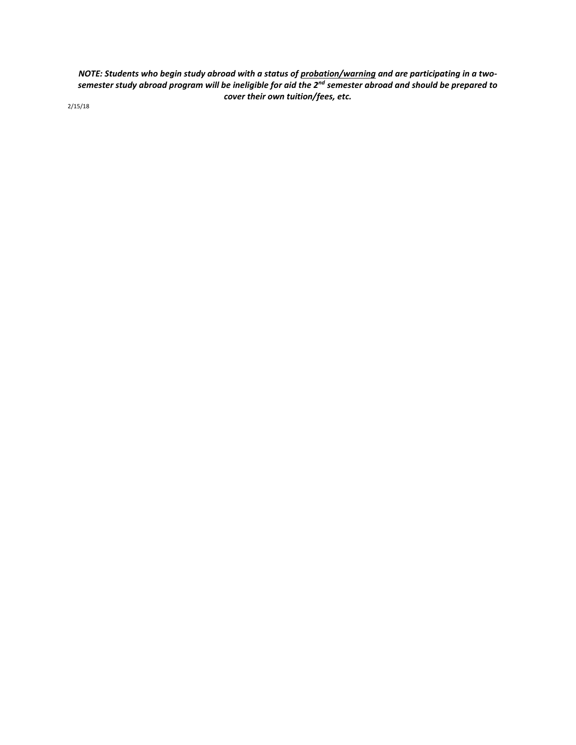***NOTE: Students who begin study abroad with a status of probation/warning and are participating in a two-semester study abroad program will be ineligible for aid the 2nd semester abroad and should be prepared to cover their own tuition/fees, etc.***

2/15/18